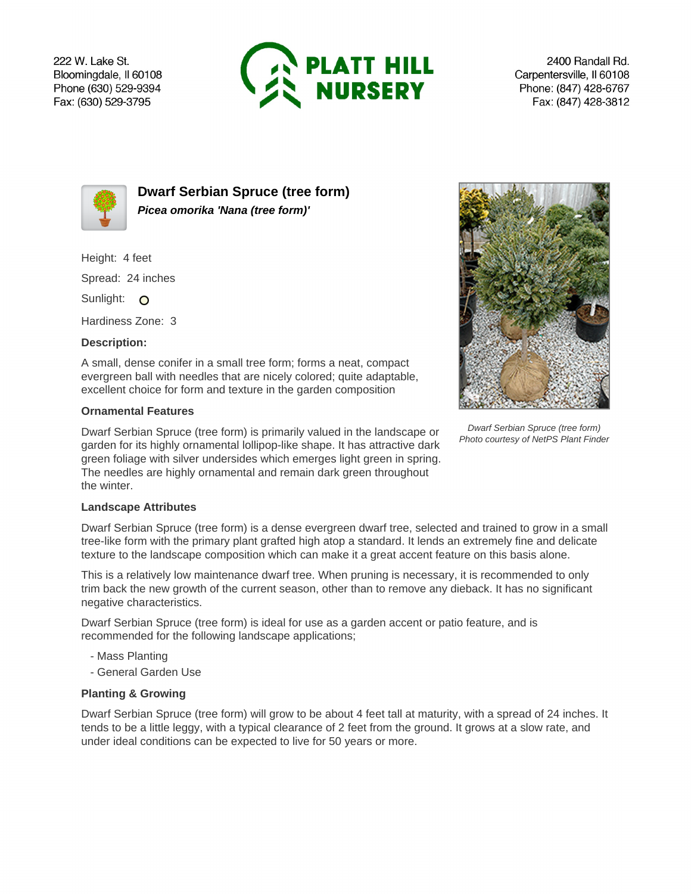222 W. Lake St.
Bloomingdale, Il 60108
Phone (630) 529-9394
Fax: (630) 529-3795

**PLATT HILL NURSERY**

2400 Randall Rd.
Carpentersville, Il 60108
Phone: (847) 428-6767
Fax: (847) 428-3812

## Dwarf Serbian Spruce (tree form)

***Picea omorika 'Nana (tree form)'***

Height: 4 feet

Spread: 24 inches

Sunlight: O

Hardiness Zone: 3

### Description:

A small, dense conifer in a small tree form; forms a neat, compact evergreen ball with needles that are nicely colored; quite adaptable, excellent choice for form and texture in the garden composition

### Ornamental Features

Dwarf Serbian Spruce (tree form) is primarily valued in the landscape or garden for its highly ornamental lollipop-like shape. It has attractive dark green foliage with silver undersides which emerges light green in spring. The needles are highly ornamental and remain dark green throughout the winter.

*Dwarf Serbian Spruce (tree form)*
*Photo courtesy of NetPS Plant Finder*

### Landscape Attributes

Dwarf Serbian Spruce (tree form) is a dense evergreen dwarf tree, selected and trained to grow in a small tree-like form with the primary plant grafted high atop a standard. It lends an extremely fine and delicate texture to the landscape composition which can make it a great accent feature on this basis alone.

This is a relatively low maintenance dwarf tree. When pruning is necessary, it is recommended to only trim back the new growth of the current season, other than to remove any dieback. It has no significant negative characteristics.

Dwarf Serbian Spruce (tree form) is ideal for use as a garden accent or patio feature, and is recommended for the following landscape applications;

- Mass Planting
- General Garden Use

### Planting & Growing

Dwarf Serbian Spruce (tree form) will grow to be about 4 feet tall at maturity, with a spread of 24 inches. It tends to be a little leggy, with a typical clearance of 2 feet from the ground. It grows at a slow rate, and under ideal conditions can be expected to live for 50 years or more.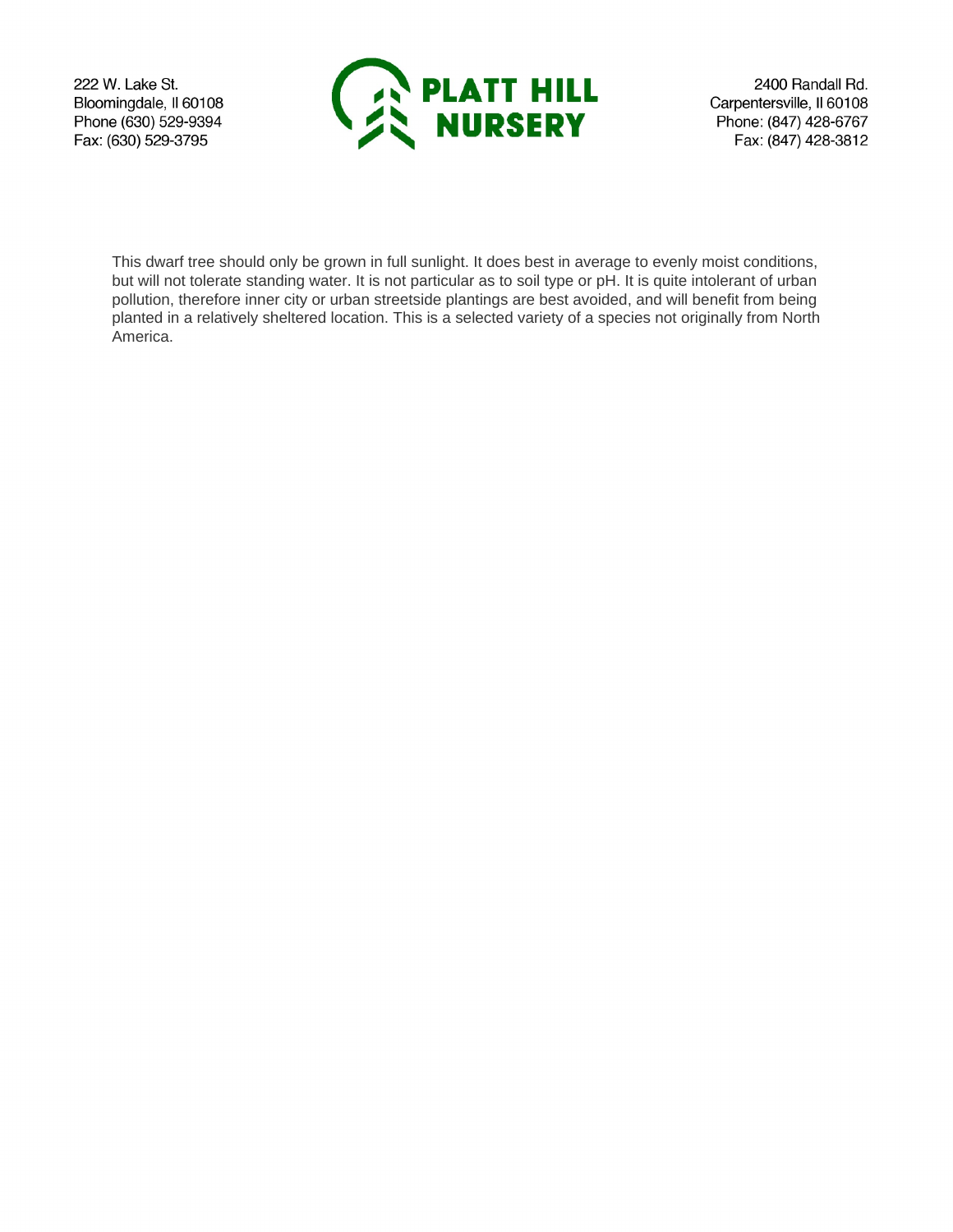This dwarf tree should only be grown in full sunlight. It does best in average to evenly moist conditions, but will not tolerate standing water. It is not particular as to soil type or pH. It is quite intolerant of urban pollution, therefore inner city or urban streetside plantings are best avoided, and will benefit from being planted in a relatively sheltered location. This is a selected variety of a species not originally from North America.